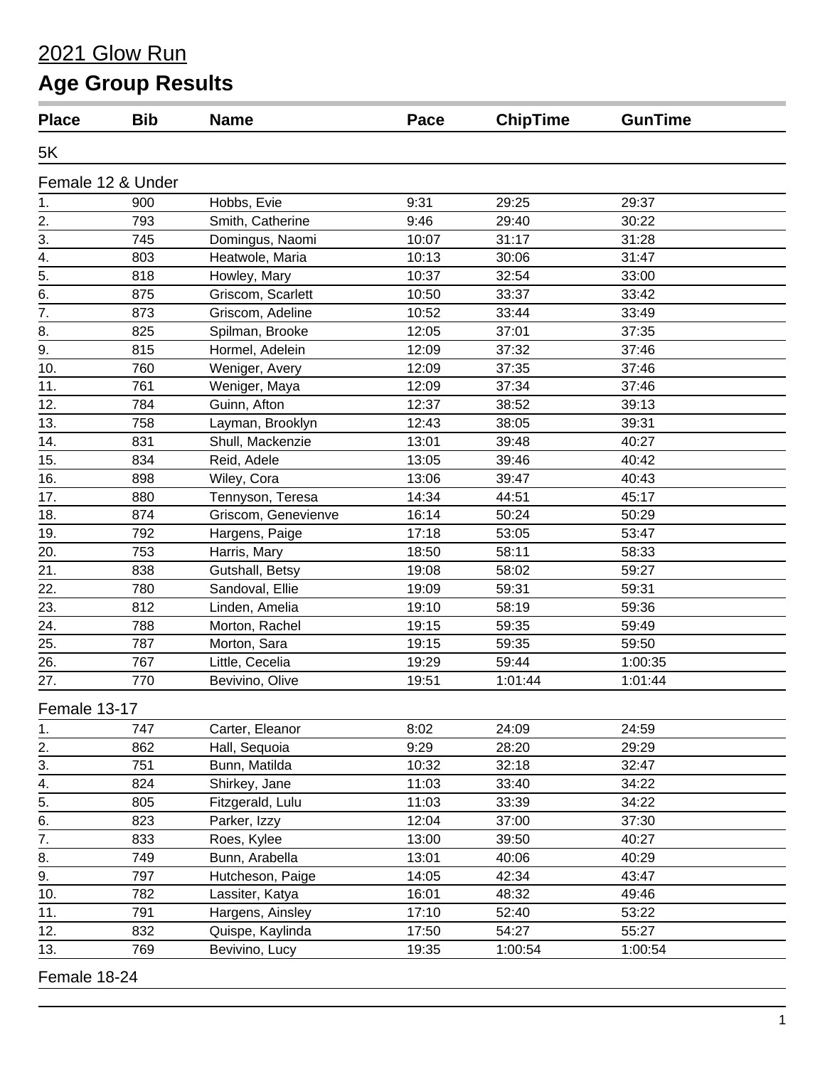# 2021 Glow Run

## Age Group Results

| Place | Bib | Name | Pace | ChipTime | GunTime |
|---|---|---|---|---|---|
| **5K** | | | | | |
| **Female 12 & Under** | | | | | |
| 1. | 900 | Hobbs, Evie | 9:31 | 29:25 | 29:37 |
| 2. | 793 | Smith, Catherine | 9:46 | 29:40 | 30:22 |
| 3. | 745 | Domingus, Naomi | 10:07 | 31:17 | 31:28 |
| 4. | 803 | Heatwole, Maria | 10:13 | 30:06 | 31:47 |
| 5. | 818 | Howley, Mary | 10:37 | 32:54 | 33:00 |
| 6. | 875 | Griscom, Scarlett | 10:50 | 33:37 | 33:42 |
| 7. | 873 | Griscom, Adeline | 10:52 | 33:44 | 33:49 |
| 8. | 825 | Spilman, Brooke | 12:05 | 37:01 | 37:35 |
| 9. | 815 | Hormel, Adelein | 12:09 | 37:32 | 37:46 |
| 10. | 760 | Weniger, Avery | 12:09 | 37:35 | 37:46 |
| 11. | 761 | Weniger, Maya | 12:09 | 37:34 | 37:46 |
| 12. | 784 | Guinn, Afton | 12:37 | 38:52 | 39:13 |
| 13. | 758 | Layman, Brooklyn | 12:43 | 38:05 | 39:31 |
| 14. | 831 | Shull, Mackenzie | 13:01 | 39:48 | 40:27 |
| 15. | 834 | Reid, Adele | 13:05 | 39:46 | 40:42 |
| 16. | 898 | Wiley, Cora | 13:06 | 39:47 | 40:43 |
| 17. | 880 | Tennyson, Teresa | 14:34 | 44:51 | 45:17 |
| 18. | 874 | Griscom, Genevienve | 16:14 | 50:24 | 50:29 |
| 19. | 792 | Hargens, Paige | 17:18 | 53:05 | 53:47 |
| 20. | 753 | Harris, Mary | 18:50 | 58:11 | 58:33 |
| 21. | 838 | Gutshall, Betsy | 19:08 | 58:02 | 59:27 |
| 22. | 780 | Sandoval, Ellie | 19:09 | 59:31 | 59:31 |
| 23. | 812 | Linden, Amelia | 19:10 | 58:19 | 59:36 |
| 24. | 788 | Morton, Rachel | 19:15 | 59:35 | 59:49 |
| 25. | 787 | Morton, Sara | 19:15 | 59:35 | 59:50 |
| 26. | 767 | Little, Cecelia | 19:29 | 59:44 | 1:00:35 |
| 27. | 770 | Bevivino, Olive | 19:51 | 1:01:44 | 1:01:44 |
| **Female 13-17** | | | | | |
| 1. | 747 | Carter, Eleanor | 8:02 | 24:09 | 24:59 |
| 2. | 862 | Hall, Sequoia | 9:29 | 28:20 | 29:29 |
| 3. | 751 | Bunn, Matilda | 10:32 | 32:18 | 32:47 |
| 4. | 824 | Shirkey, Jane | 11:03 | 33:40 | 34:22 |
| 5. | 805 | Fitzgerald, Lulu | 11:03 | 33:39 | 34:22 |
| 6. | 823 | Parker, Izzy | 12:04 | 37:00 | 37:30 |
| 7. | 833 | Roes, Kylee | 13:00 | 39:50 | 40:27 |
| 8. | 749 | Bunn, Arabella | 13:01 | 40:06 | 40:29 |
| 9. | 797 | Hutcheson, Paige | 14:05 | 42:34 | 43:47 |
| 10. | 782 | Lassiter, Katya | 16:01 | 48:32 | 49:46 |
| 11. | 791 | Hargens, Ainsley | 17:10 | 52:40 | 53:22 |
| 12. | 832 | Quispe, Kaylinda | 17:50 | 54:27 | 55:27 |
| 13. | 769 | Bevivino, Lucy | 19:35 | 1:00:54 | 1:00:54 |
| **Female 18-24** | | | | | |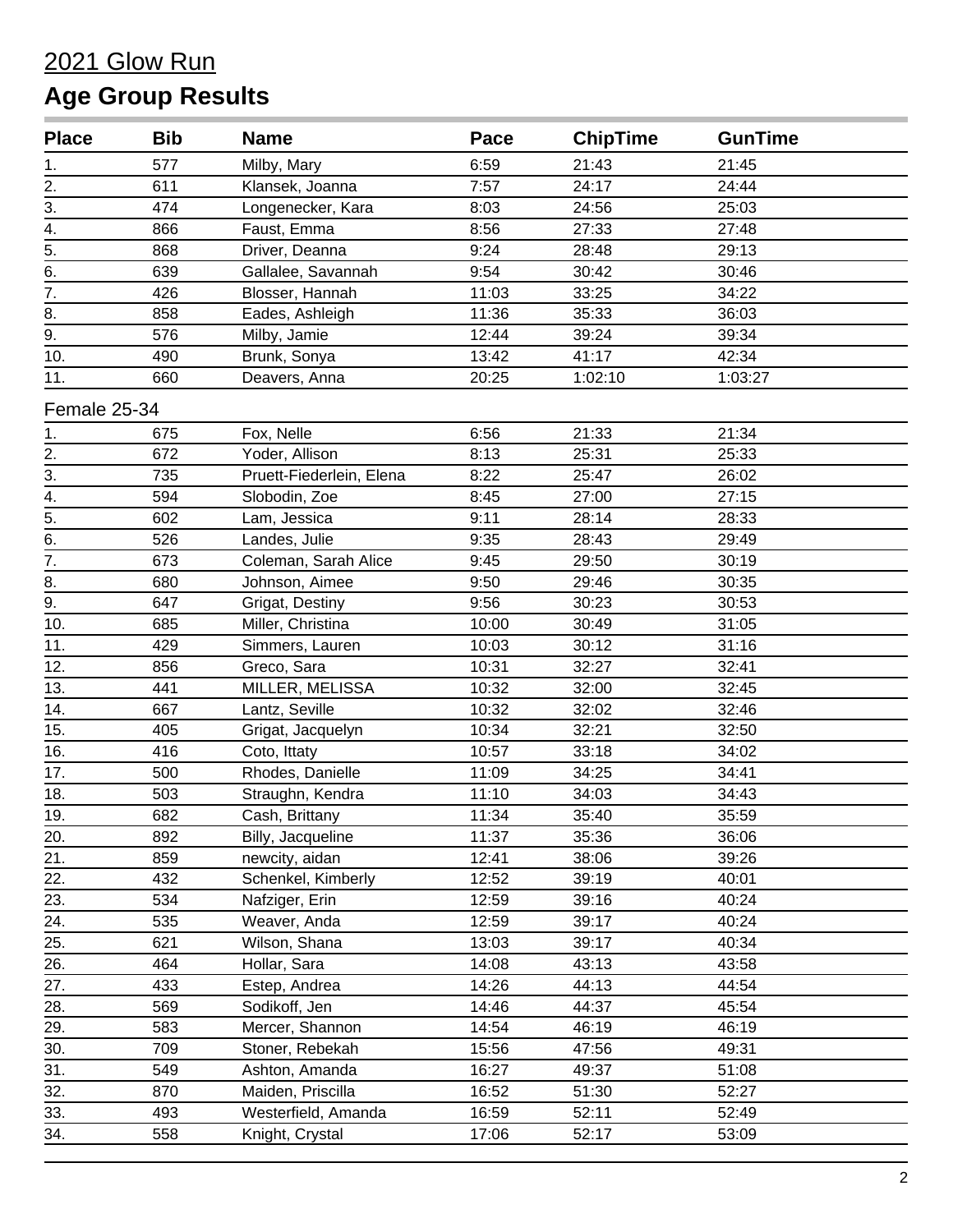# 2021 Glow Run

## Age Group Results

| Place | Bib | Name | Pace | ChipTime | GunTime |
|---|---|---|---|---|---|
| 1. | 577 | Milby, Mary | 6:59 | 21:43 | 21:45 |
| 2. | 611 | Klansek, Joanna | 7:57 | 24:17 | 24:44 |
| 3. | 474 | Longenecker, Kara | 8:03 | 24:56 | 25:03 |
| 4. | 866 | Faust, Emma | 8:56 | 27:33 | 27:48 |
| 5. | 868 | Driver, Deanna | 9:24 | 28:48 | 29:13 |
| 6. | 639 | Gallalee, Savannah | 9:54 | 30:42 | 30:46 |
| 7. | 426 | Blosser, Hannah | 11:03 | 33:25 | 34:22 |
| 8. | 858 | Eades, Ashleigh | 11:36 | 35:33 | 36:03 |
| 9. | 576 | Milby, Jamie | 12:44 | 39:24 | 39:34 |
| 10. | 490 | Brunk, Sonya | 13:42 | 41:17 | 42:34 |
| 11. | 660 | Deavers, Anna | 20:25 | 1:02:10 | 1:03:27 |

Female 25-34

| Place | Bib | Name | Pace | ChipTime | GunTime |
|---|---|---|---|---|---|
| 1. | 675 | Fox, Nelle | 6:56 | 21:33 | 21:34 |
| 2. | 672 | Yoder, Allison | 8:13 | 25:31 | 25:33 |
| 3. | 735 | Pruett-Fiederlein, Elena | 8:22 | 25:47 | 26:02 |
| 4. | 594 | Slobodin, Zoe | 8:45 | 27:00 | 27:15 |
| 5. | 602 | Lam, Jessica | 9:11 | 28:14 | 28:33 |
| 6. | 526 | Landes, Julie | 9:35 | 28:43 | 29:49 |
| 7. | 673 | Coleman, Sarah Alice | 9:45 | 29:50 | 30:19 |
| 8. | 680 | Johnson, Aimee | 9:50 | 29:46 | 30:35 |
| 9. | 647 | Grigat, Destiny | 9:56 | 30:23 | 30:53 |
| 10. | 685 | Miller, Christina | 10:00 | 30:49 | 31:05 |
| 11. | 429 | Simmers, Lauren | 10:03 | 30:12 | 31:16 |
| 12. | 856 | Greco, Sara | 10:31 | 32:27 | 32:41 |
| 13. | 441 | MILLER, MELISSA | 10:32 | 32:00 | 32:45 |
| 14. | 667 | Lantz, Seville | 10:32 | 32:02 | 32:46 |
| 15. | 405 | Grigat, Jacquelyn | 10:34 | 32:21 | 32:50 |
| 16. | 416 | Coto, Ittaty | 10:57 | 33:18 | 34:02 |
| 17. | 500 | Rhodes, Danielle | 11:09 | 34:25 | 34:41 |
| 18. | 503 | Straughn, Kendra | 11:10 | 34:03 | 34:43 |
| 19. | 682 | Cash, Brittany | 11:34 | 35:40 | 35:59 |
| 20. | 892 | Billy, Jacqueline | 11:37 | 35:36 | 36:06 |
| 21. | 859 | newcity, aidan | 12:41 | 38:06 | 39:26 |
| 22. | 432 | Schenkel, Kimberly | 12:52 | 39:19 | 40:01 |
| 23. | 534 | Nafziger, Erin | 12:59 | 39:16 | 40:24 |
| 24. | 535 | Weaver, Anda | 12:59 | 39:17 | 40:24 |
| 25. | 621 | Wilson, Shana | 13:03 | 39:17 | 40:34 |
| 26. | 464 | Hollar, Sara | 14:08 | 43:13 | 43:58 |
| 27. | 433 | Estep, Andrea | 14:26 | 44:13 | 44:54 |
| 28. | 569 | Sodikoff, Jen | 14:46 | 44:37 | 45:54 |
| 29. | 583 | Mercer, Shannon | 14:54 | 46:19 | 46:19 |
| 30. | 709 | Stoner, Rebekah | 15:56 | 47:56 | 49:31 |
| 31. | 549 | Ashton, Amanda | 16:27 | 49:37 | 51:08 |
| 32. | 870 | Maiden, Priscilla | 16:52 | 51:30 | 52:27 |
| 33. | 493 | Westerfield, Amanda | 16:59 | 52:11 | 52:49 |
| 34. | 558 | Knight, Crystal | 17:06 | 52:17 | 53:09 |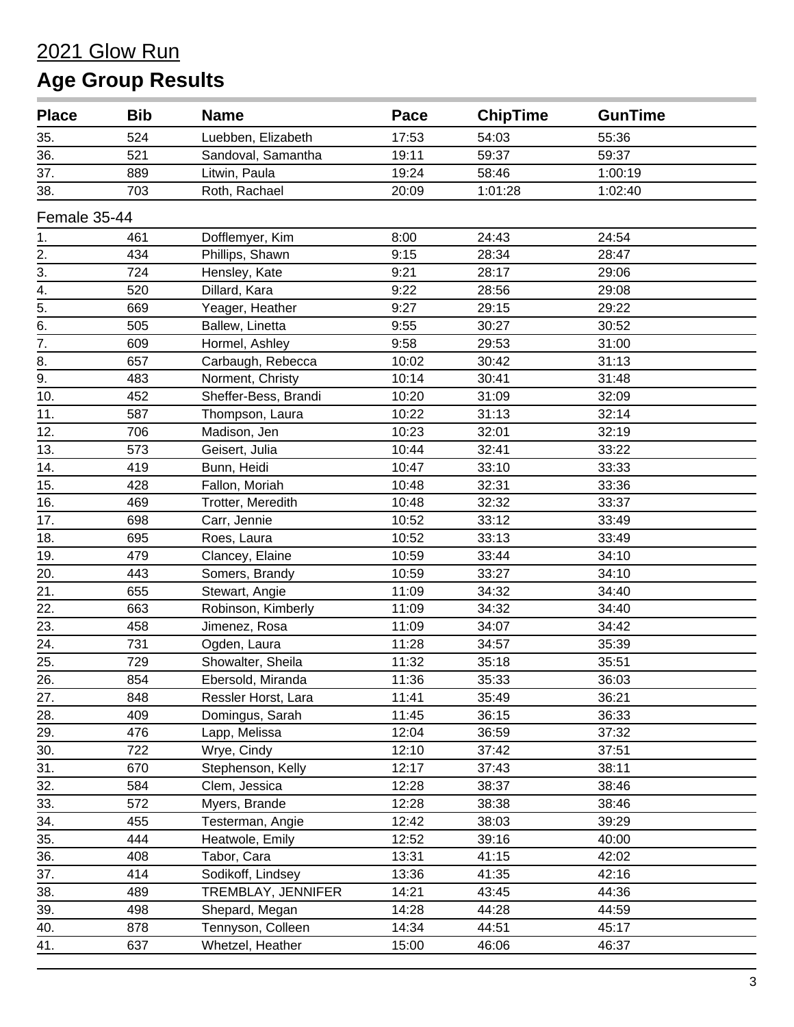# 2021 Glow Run

## Age Group Results

| Place | Bib | Name | Pace | ChipTime | GunTime |
|---|---|---|---|---|---|
| 35. | 524 | Luebben, Elizabeth | 17:53 | 54:03 | 55:36 |
| 36. | 521 | Sandoval, Samantha | 19:11 | 59:37 | 59:37 |
| 37. | 889 | Litwin, Paula | 19:24 | 58:46 | 1:00:19 |
| 38. | 703 | Roth, Rachael | 20:09 | 1:01:28 | 1:02:40 |

Female 35-44

| Place | Bib | Name | Pace | ChipTime | GunTime |
|---|---|---|---|---|---|
| 1. | 461 | Dofflemyer, Kim | 8:00 | 24:43 | 24:54 |
| 2. | 434 | Phillips, Shawn | 9:15 | 28:34 | 28:47 |
| 3. | 724 | Hensley, Kate | 9:21 | 28:17 | 29:06 |
| 4. | 520 | Dillard, Kara | 9:22 | 28:56 | 29:08 |
| 5. | 669 | Yeager, Heather | 9:27 | 29:15 | 29:22 |
| 6. | 505 | Ballew, Linetta | 9:55 | 30:27 | 30:52 |
| 7. | 609 | Hormel, Ashley | 9:58 | 29:53 | 31:00 |
| 8. | 657 | Carbaugh, Rebecca | 10:02 | 30:42 | 31:13 |
| 9. | 483 | Norment, Christy | 10:14 | 30:41 | 31:48 |
| 10. | 452 | Sheffer-Bess, Brandi | 10:20 | 31:09 | 32:09 |
| 11. | 587 | Thompson, Laura | 10:22 | 31:13 | 32:14 |
| 12. | 706 | Madison, Jen | 10:23 | 32:01 | 32:19 |
| 13. | 573 | Geisert, Julia | 10:44 | 32:41 | 33:22 |
| 14. | 419 | Bunn, Heidi | 10:47 | 33:10 | 33:33 |
| 15. | 428 | Fallon, Moriah | 10:48 | 32:31 | 33:36 |
| 16. | 469 | Trotter, Meredith | 10:48 | 32:32 | 33:37 |
| 17. | 698 | Carr, Jennie | 10:52 | 33:12 | 33:49 |
| 18. | 695 | Roes, Laura | 10:52 | 33:13 | 33:49 |
| 19. | 479 | Clancey, Elaine | 10:59 | 33:44 | 34:10 |
| 20. | 443 | Somers, Brandy | 10:59 | 33:27 | 34:10 |
| 21. | 655 | Stewart, Angie | 11:09 | 34:32 | 34:40 |
| 22. | 663 | Robinson, Kimberly | 11:09 | 34:32 | 34:40 |
| 23. | 458 | Jimenez, Rosa | 11:09 | 34:07 | 34:42 |
| 24. | 731 | Ogden, Laura | 11:28 | 34:57 | 35:39 |
| 25. | 729 | Showalter, Sheila | 11:32 | 35:18 | 35:51 |
| 26. | 854 | Ebersold, Miranda | 11:36 | 35:33 | 36:03 |
| 27. | 848 | Ressler Horst, Lara | 11:41 | 35:49 | 36:21 |
| 28. | 409 | Domingus, Sarah | 11:45 | 36:15 | 36:33 |
| 29. | 476 | Lapp, Melissa | 12:04 | 36:59 | 37:32 |
| 30. | 722 | Wrye, Cindy | 12:10 | 37:42 | 37:51 |
| 31. | 670 | Stephenson, Kelly | 12:17 | 37:43 | 38:11 |
| 32. | 584 | Clem, Jessica | 12:28 | 38:37 | 38:46 |
| 33. | 572 | Myers, Brande | 12:28 | 38:38 | 38:46 |
| 34. | 455 | Testerman, Angie | 12:42 | 38:03 | 39:29 |
| 35. | 444 | Heatwole, Emily | 12:52 | 39:16 | 40:00 |
| 36. | 408 | Tabor, Cara | 13:31 | 41:15 | 42:02 |
| 37. | 414 | Sodikoff, Lindsey | 13:36 | 41:35 | 42:16 |
| 38. | 489 | TREMBLAY, JENNIFER | 14:21 | 43:45 | 44:36 |
| 39. | 498 | Shepard, Megan | 14:28 | 44:28 | 44:59 |
| 40. | 878 | Tennyson, Colleen | 14:34 | 44:51 | 45:17 |
| 41. | 637 | Whetzel, Heather | 15:00 | 46:06 | 46:37 |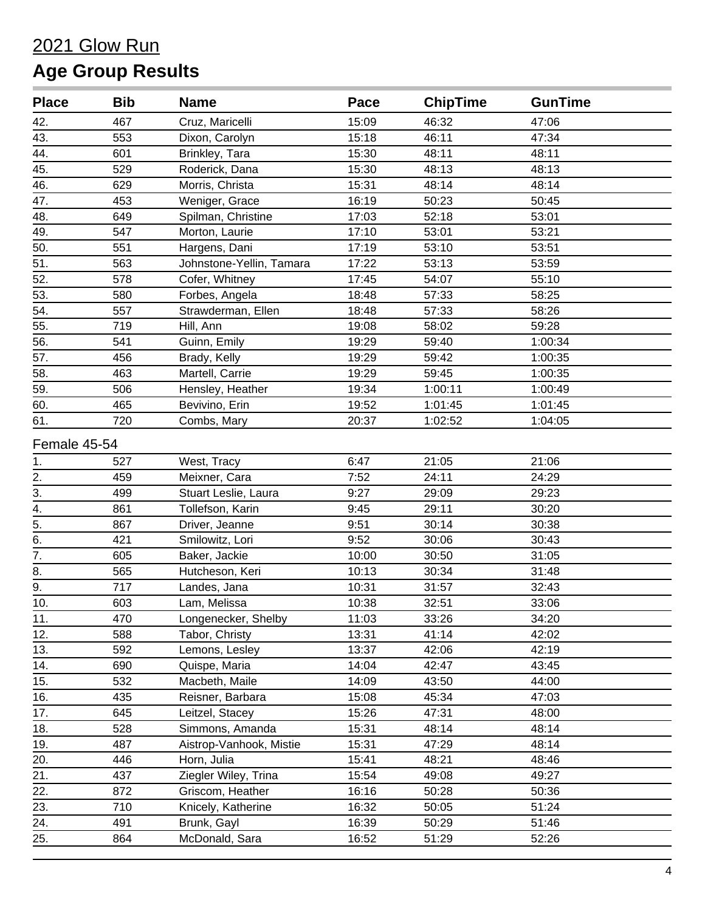# 2021 Glow Run

## Age Group Results

| Place | Bib | Name | Pace | ChipTime | GunTime |
|---|---|---|---|---|---|
| 42. | 467 | Cruz, Maricelli | 15:09 | 46:32 | 47:06 |
| 43. | 553 | Dixon, Carolyn | 15:18 | 46:11 | 47:34 |
| 44. | 601 | Brinkley, Tara | 15:30 | 48:11 | 48:11 |
| 45. | 529 | Roderick, Dana | 15:30 | 48:13 | 48:13 |
| 46. | 629 | Morris, Christa | 15:31 | 48:14 | 48:14 |
| 47. | 453 | Weniger, Grace | 16:19 | 50:23 | 50:45 |
| 48. | 649 | Spilman, Christine | 17:03 | 52:18 | 53:01 |
| 49. | 547 | Morton, Laurie | 17:10 | 53:01 | 53:21 |
| 50. | 551 | Hargens, Dani | 17:19 | 53:10 | 53:51 |
| 51. | 563 | Johnstone-Yellin, Tamara | 17:22 | 53:13 | 53:59 |
| 52. | 578 | Cofer, Whitney | 17:45 | 54:07 | 55:10 |
| 53. | 580 | Forbes, Angela | 18:48 | 57:33 | 58:25 |
| 54. | 557 | Strawderman, Ellen | 18:48 | 57:33 | 58:26 |
| 55. | 719 | Hill, Ann | 19:08 | 58:02 | 59:28 |
| 56. | 541 | Guinn, Emily | 19:29 | 59:40 | 1:00:34 |
| 57. | 456 | Brady, Kelly | 19:29 | 59:42 | 1:00:35 |
| 58. | 463 | Martell, Carrie | 19:29 | 59:45 | 1:00:35 |
| 59. | 506 | Hensley, Heather | 19:34 | 1:00:11 | 1:00:49 |
| 60. | 465 | Bevivino, Erin | 19:52 | 1:01:45 | 1:01:45 |
| 61. | 720 | Combs, Mary | 20:37 | 1:02:52 | 1:04:05 |

Female 45-54

| Place | Bib | Name | Pace | ChipTime | GunTime |
|---|---|---|---|---|---|
| 1. | 527 | West, Tracy | 6:47 | 21:05 | 21:06 |
| 2. | 459 | Meixner, Cara | 7:52 | 24:11 | 24:29 |
| 3. | 499 | Stuart Leslie, Laura | 9:27 | 29:09 | 29:23 |
| 4. | 861 | Tollefson, Karin | 9:45 | 29:11 | 30:20 |
| 5. | 867 | Driver, Jeanne | 9:51 | 30:14 | 30:38 |
| 6. | 421 | Smilowitz, Lori | 9:52 | 30:06 | 30:43 |
| 7. | 605 | Baker, Jackie | 10:00 | 30:50 | 31:05 |
| 8. | 565 | Hutcheson, Keri | 10:13 | 30:34 | 31:48 |
| 9. | 717 | Landes, Jana | 10:31 | 31:57 | 32:43 |
| 10. | 603 | Lam, Melissa | 10:38 | 32:51 | 33:06 |
| 11. | 470 | Longenecker, Shelby | 11:03 | 33:26 | 34:20 |
| 12. | 588 | Tabor, Christy | 13:31 | 41:14 | 42:02 |
| 13. | 592 | Lemons, Lesley | 13:37 | 42:06 | 42:19 |
| 14. | 690 | Quispe, Maria | 14:04 | 42:47 | 43:45 |
| 15. | 532 | Macbeth, Maile | 14:09 | 43:50 | 44:00 |
| 16. | 435 | Reisner, Barbara | 15:08 | 45:34 | 47:03 |
| 17. | 645 | Leitzel, Stacey | 15:26 | 47:31 | 48:00 |
| 18. | 528 | Simmons, Amanda | 15:31 | 48:14 | 48:14 |
| 19. | 487 | Aistrop-Vanhook, Mistie | 15:31 | 47:29 | 48:14 |
| 20. | 446 | Horn, Julia | 15:41 | 48:21 | 48:46 |
| 21. | 437 | Ziegler Wiley, Trina | 15:54 | 49:08 | 49:27 |
| 22. | 872 | Griscom, Heather | 16:16 | 50:28 | 50:36 |
| 23. | 710 | Knicely, Katherine | 16:32 | 50:05 | 51:24 |
| 24. | 491 | Brunk, Gayl | 16:39 | 50:29 | 51:46 |
| 25. | 864 | McDonald, Sara | 16:52 | 51:29 | 52:26 |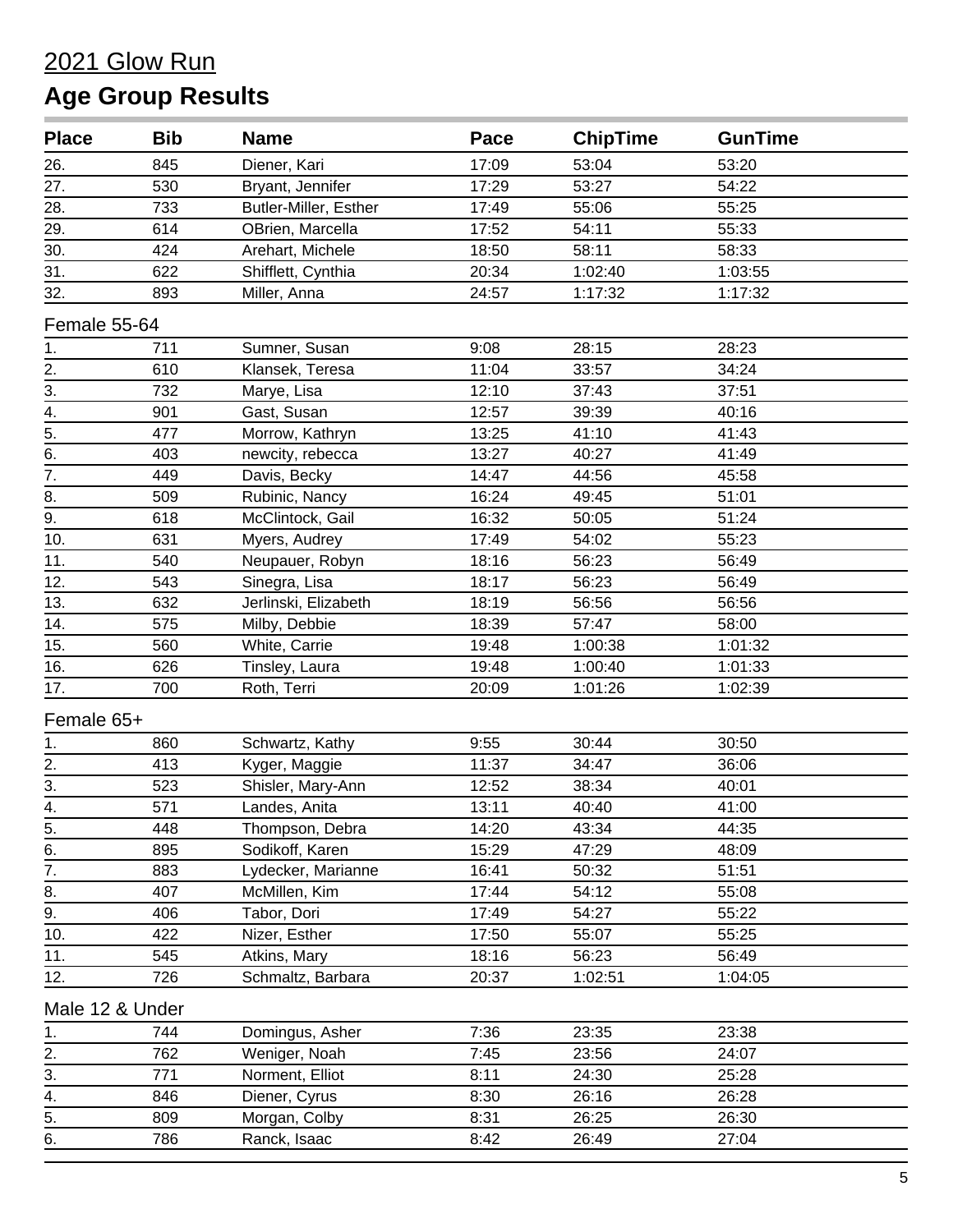# 2021 Glow Run

## Age Group Results

| Place | Bib | Name | Pace | ChipTime | GunTime |
|---|---|---|---|---|---|
| 26. | 845 | Diener, Kari | 17:09 | 53:04 | 53:20 |
| 27. | 530 | Bryant, Jennifer | 17:29 | 53:27 | 54:22 |
| 28. | 733 | Butler-Miller, Esther | 17:49 | 55:06 | 55:25 |
| 29. | 614 | OBrien, Marcella | 17:52 | 54:11 | 55:33 |
| 30. | 424 | Arehart, Michele | 18:50 | 58:11 | 58:33 |
| 31. | 622 | Shifflett, Cynthia | 20:34 | 1:02:40 | 1:03:55 |
| 32. | 893 | Miller, Anna | 24:57 | 1:17:32 | 1:17:32 |

Female 55-64

| Place | Bib | Name | Pace | ChipTime | GunTime |
|---|---|---|---|---|---|
| 1. | 711 | Sumner, Susan | 9:08 | 28:15 | 28:23 |
| 2. | 610 | Klansek, Teresa | 11:04 | 33:57 | 34:24 |
| 3. | 732 | Marye, Lisa | 12:10 | 37:43 | 37:51 |
| 4. | 901 | Gast, Susan | 12:57 | 39:39 | 40:16 |
| 5. | 477 | Morrow, Kathryn | 13:25 | 41:10 | 41:43 |
| 6. | 403 | newcity, rebecca | 13:27 | 40:27 | 41:49 |
| 7. | 449 | Davis, Becky | 14:47 | 44:56 | 45:58 |
| 8. | 509 | Rubinic, Nancy | 16:24 | 49:45 | 51:01 |
| 9. | 618 | McClintock, Gail | 16:32 | 50:05 | 51:24 |
| 10. | 631 | Myers, Audrey | 17:49 | 54:02 | 55:23 |
| 11. | 540 | Neupauer, Robyn | 18:16 | 56:23 | 56:49 |
| 12. | 543 | Sinegra, Lisa | 18:17 | 56:23 | 56:49 |
| 13. | 632 | Jerlinski, Elizabeth | 18:19 | 56:56 | 56:56 |
| 14. | 575 | Milby, Debbie | 18:39 | 57:47 | 58:00 |
| 15. | 560 | White, Carrie | 19:48 | 1:00:38 | 1:01:32 |
| 16. | 626 | Tinsley, Laura | 19:48 | 1:00:40 | 1:01:33 |
| 17. | 700 | Roth, Terri | 20:09 | 1:01:26 | 1:02:39 |

Female 65+

| Place | Bib | Name | Pace | ChipTime | GunTime |
|---|---|---|---|---|---|
| 1. | 860 | Schwartz, Kathy | 9:55 | 30:44 | 30:50 |
| 2. | 413 | Kyger, Maggie | 11:37 | 34:47 | 36:06 |
| 3. | 523 | Shisler, Mary-Ann | 12:52 | 38:34 | 40:01 |
| 4. | 571 | Landes, Anita | 13:11 | 40:40 | 41:00 |
| 5. | 448 | Thompson, Debra | 14:20 | 43:34 | 44:35 |
| 6. | 895 | Sodikoff, Karen | 15:29 | 47:29 | 48:09 |
| 7. | 883 | Lydecker, Marianne | 16:41 | 50:32 | 51:51 |
| 8. | 407 | McMillen, Kim | 17:44 | 54:12 | 55:08 |
| 9. | 406 | Tabor, Dori | 17:49 | 54:27 | 55:22 |
| 10. | 422 | Nizer, Esther | 17:50 | 55:07 | 55:25 |
| 11. | 545 | Atkins, Mary | 18:16 | 56:23 | 56:49 |
| 12. | 726 | Schmaltz, Barbara | 20:37 | 1:02:51 | 1:04:05 |

Male 12 & Under

| Place | Bib | Name | Pace | ChipTime | GunTime |
|---|---|---|---|---|---|
| 1. | 744 | Domingus, Asher | 7:36 | 23:35 | 23:38 |
| 2. | 762 | Weniger, Noah | 7:45 | 23:56 | 24:07 |
| 3. | 771 | Norment, Elliot | 8:11 | 24:30 | 25:28 |
| 4. | 846 | Diener, Cyrus | 8:30 | 26:16 | 26:28 |
| 5. | 809 | Morgan, Colby | 8:31 | 26:25 | 26:30 |
| 6. | 786 | Ranck, Isaac | 8:42 | 26:49 | 27:04 |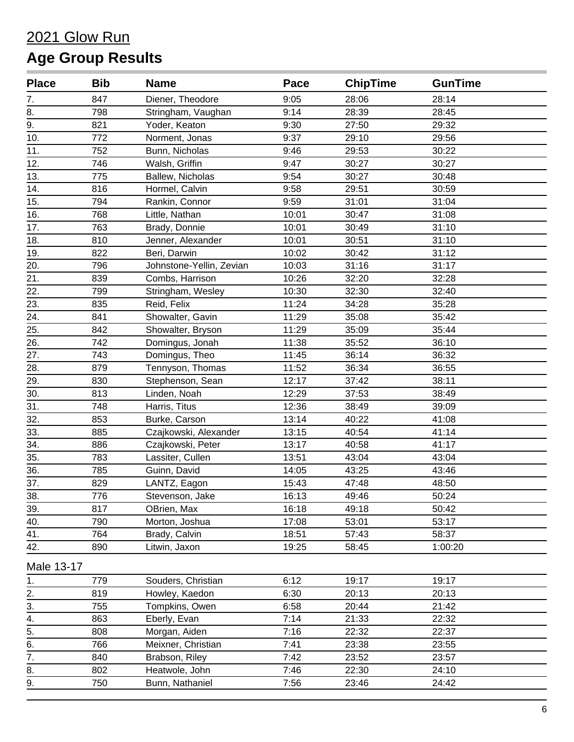# 2021 Glow Run

## Age Group Results

| Place | Bib | Name | Pace | ChipTime | GunTime |
|---|---|---|---|---|---|
| 7. | 847 | Diener, Theodore | 9:05 | 28:06 | 28:14 |
| 8. | 798 | Stringham, Vaughan | 9:14 | 28:39 | 28:45 |
| 9. | 821 | Yoder, Keaton | 9:30 | 27:50 | 29:32 |
| 10. | 772 | Norment, Jonas | 9:37 | 29:10 | 29:56 |
| 11. | 752 | Bunn, Nicholas | 9:46 | 29:53 | 30:22 |
| 12. | 746 | Walsh, Griffin | 9:47 | 30:27 | 30:27 |
| 13. | 775 | Ballew, Nicholas | 9:54 | 30:27 | 30:48 |
| 14. | 816 | Hormel, Calvin | 9:58 | 29:51 | 30:59 |
| 15. | 794 | Rankin, Connor | 9:59 | 31:01 | 31:04 |
| 16. | 768 | Little, Nathan | 10:01 | 30:47 | 31:08 |
| 17. | 763 | Brady, Donnie | 10:01 | 30:49 | 31:10 |
| 18. | 810 | Jenner, Alexander | 10:01 | 30:51 | 31:10 |
| 19. | 822 | Beri, Darwin | 10:02 | 30:42 | 31:12 |
| 20. | 796 | Johnstone-Yellin, Zevian | 10:03 | 31:16 | 31:17 |
| 21. | 839 | Combs, Harrison | 10:26 | 32:20 | 32:28 |
| 22. | 799 | Stringham, Wesley | 10:30 | 32:30 | 32:40 |
| 23. | 835 | Reid, Felix | 11:24 | 34:28 | 35:28 |
| 24. | 841 | Showalter, Gavin | 11:29 | 35:08 | 35:42 |
| 25. | 842 | Showalter, Bryson | 11:29 | 35:09 | 35:44 |
| 26. | 742 | Domingus, Jonah | 11:38 | 35:52 | 36:10 |
| 27. | 743 | Domingus, Theo | 11:45 | 36:14 | 36:32 |
| 28. | 879 | Tennyson, Thomas | 11:52 | 36:34 | 36:55 |
| 29. | 830 | Stephenson, Sean | 12:17 | 37:42 | 38:11 |
| 30. | 813 | Linden, Noah | 12:29 | 37:53 | 38:49 |
| 31. | 748 | Harris, Titus | 12:36 | 38:49 | 39:09 |
| 32. | 853 | Burke, Carson | 13:14 | 40:22 | 41:08 |
| 33. | 885 | Czajkowski, Alexander | 13:15 | 40:54 | 41:14 |
| 34. | 886 | Czajkowski, Peter | 13:17 | 40:58 | 41:17 |
| 35. | 783 | Lassiter, Cullen | 13:51 | 43:04 | 43:04 |
| 36. | 785 | Guinn, David | 14:05 | 43:25 | 43:46 |
| 37. | 829 | LANTZ, Eagon | 15:43 | 47:48 | 48:50 |
| 38. | 776 | Stevenson, Jake | 16:13 | 49:46 | 50:24 |
| 39. | 817 | OBrien, Max | 16:18 | 49:18 | 50:42 |
| 40. | 790 | Morton, Joshua | 17:08 | 53:01 | 53:17 |
| 41. | 764 | Brady, Calvin | 18:51 | 57:43 | 58:37 |
| 42. | 890 | Litwin, Jaxon | 19:25 | 58:45 | 1:00:20 |

Male 13-17

| Place | Bib | Name | Pace | ChipTime | GunTime |
|---|---|---|---|---|---|
| 1. | 779 | Souders, Christian | 6:12 | 19:17 | 19:17 |
| 2. | 819 | Howley, Kaedon | 6:30 | 20:13 | 20:13 |
| 3. | 755 | Tompkins, Owen | 6:58 | 20:44 | 21:42 |
| 4. | 863 | Eberly, Evan | 7:14 | 21:33 | 22:32 |
| 5. | 808 | Morgan, Aiden | 7:16 | 22:32 | 22:37 |
| 6. | 766 | Meixner, Christian | 7:41 | 23:38 | 23:55 |
| 7. | 840 | Brabson, Riley | 7:42 | 23:52 | 23:57 |
| 8. | 802 | Heatwole, John | 7:46 | 22:30 | 24:10 |
| 9. | 750 | Bunn, Nathaniel | 7:56 | 23:46 | 24:42 |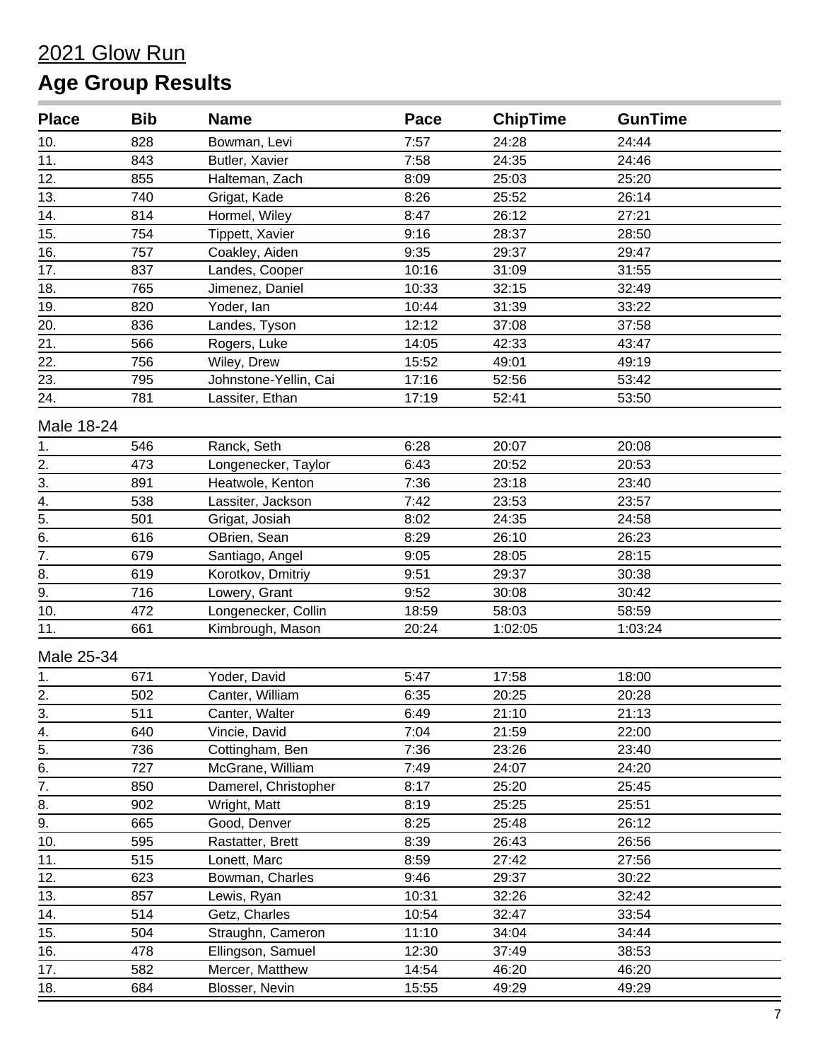# 2021 Glow Run

## Age Group Results

| Place | Bib | Name | Pace | ChipTime | GunTime |
|---|---|---|---|---|---|
| 10. | 828 | Bowman, Levi | 7:57 | 24:28 | 24:44 |
| 11. | 843 | Butler, Xavier | 7:58 | 24:35 | 24:46 |
| 12. | 855 | Halteman, Zach | 8:09 | 25:03 | 25:20 |
| 13. | 740 | Grigat, Kade | 8:26 | 25:52 | 26:14 |
| 14. | 814 | Hormel, Wiley | 8:47 | 26:12 | 27:21 |
| 15. | 754 | Tippett, Xavier | 9:16 | 28:37 | 28:50 |
| 16. | 757 | Coakley, Aiden | 9:35 | 29:37 | 29:47 |
| 17. | 837 | Landes, Cooper | 10:16 | 31:09 | 31:55 |
| 18. | 765 | Jimenez, Daniel | 10:33 | 32:15 | 32:49 |
| 19. | 820 | Yoder, Ian | 10:44 | 31:39 | 33:22 |
| 20. | 836 | Landes, Tyson | 12:12 | 37:08 | 37:58 |
| 21. | 566 | Rogers, Luke | 14:05 | 42:33 | 43:47 |
| 22. | 756 | Wiley, Drew | 15:52 | 49:01 | 49:19 |
| 23. | 795 | Johnstone-Yellin, Cai | 17:16 | 52:56 | 53:42 |
| 24. | 781 | Lassiter, Ethan | 17:19 | 52:41 | 53:50 |

### Male 18-24

| Place | Bib | Name | Pace | ChipTime | GunTime |
|---|---|---|---|---|---|
| 1. | 546 | Ranck, Seth | 6:28 | 20:07 | 20:08 |
| 2. | 473 | Longenecker, Taylor | 6:43 | 20:52 | 20:53 |
| 3. | 891 | Heatwole, Kenton | 7:36 | 23:18 | 23:40 |
| 4. | 538 | Lassiter, Jackson | 7:42 | 23:53 | 23:57 |
| 5. | 501 | Grigat, Josiah | 8:02 | 24:35 | 24:58 |
| 6. | 616 | OBrien, Sean | 8:29 | 26:10 | 26:23 |
| 7. | 679 | Santiago, Angel | 9:05 | 28:05 | 28:15 |
| 8. | 619 | Korotkov, Dmitriy | 9:51 | 29:37 | 30:38 |
| 9. | 716 | Lowery, Grant | 9:52 | 30:08 | 30:42 |
| 10. | 472 | Longenecker, Collin | 18:59 | 58:03 | 58:59 |
| 11. | 661 | Kimbrough, Mason | 20:24 | 1:02:05 | 1:03:24 |

### Male 25-34

| Place | Bib | Name | Pace | ChipTime | GunTime |
|---|---|---|---|---|---|
| 1. | 671 | Yoder, David | 5:47 | 17:58 | 18:00 |
| 2. | 502 | Canter, William | 6:35 | 20:25 | 20:28 |
| 3. | 511 | Canter, Walter | 6:49 | 21:10 | 21:13 |
| 4. | 640 | Vincie, David | 7:04 | 21:59 | 22:00 |
| 5. | 736 | Cottingham, Ben | 7:36 | 23:26 | 23:40 |
| 6. | 727 | McGrane, William | 7:49 | 24:07 | 24:20 |
| 7. | 850 | Damerel, Christopher | 8:17 | 25:20 | 25:45 |
| 8. | 902 | Wright, Matt | 8:19 | 25:25 | 25:51 |
| 9. | 665 | Good, Denver | 8:25 | 25:48 | 26:12 |
| 10. | 595 | Rastatter, Brett | 8:39 | 26:43 | 26:56 |
| 11. | 515 | Lonett, Marc | 8:59 | 27:42 | 27:56 |
| 12. | 623 | Bowman, Charles | 9:46 | 29:37 | 30:22 |
| 13. | 857 | Lewis, Ryan | 10:31 | 32:26 | 32:42 |
| 14. | 514 | Getz, Charles | 10:54 | 32:47 | 33:54 |
| 15. | 504 | Straughn, Cameron | 11:10 | 34:04 | 34:44 |
| 16. | 478 | Ellingson, Samuel | 12:30 | 37:49 | 38:53 |
| 17. | 582 | Mercer, Matthew | 14:54 | 46:20 | 46:20 |
| 18. | 684 | Blosser, Nevin | 15:55 | 49:29 | 49:29 |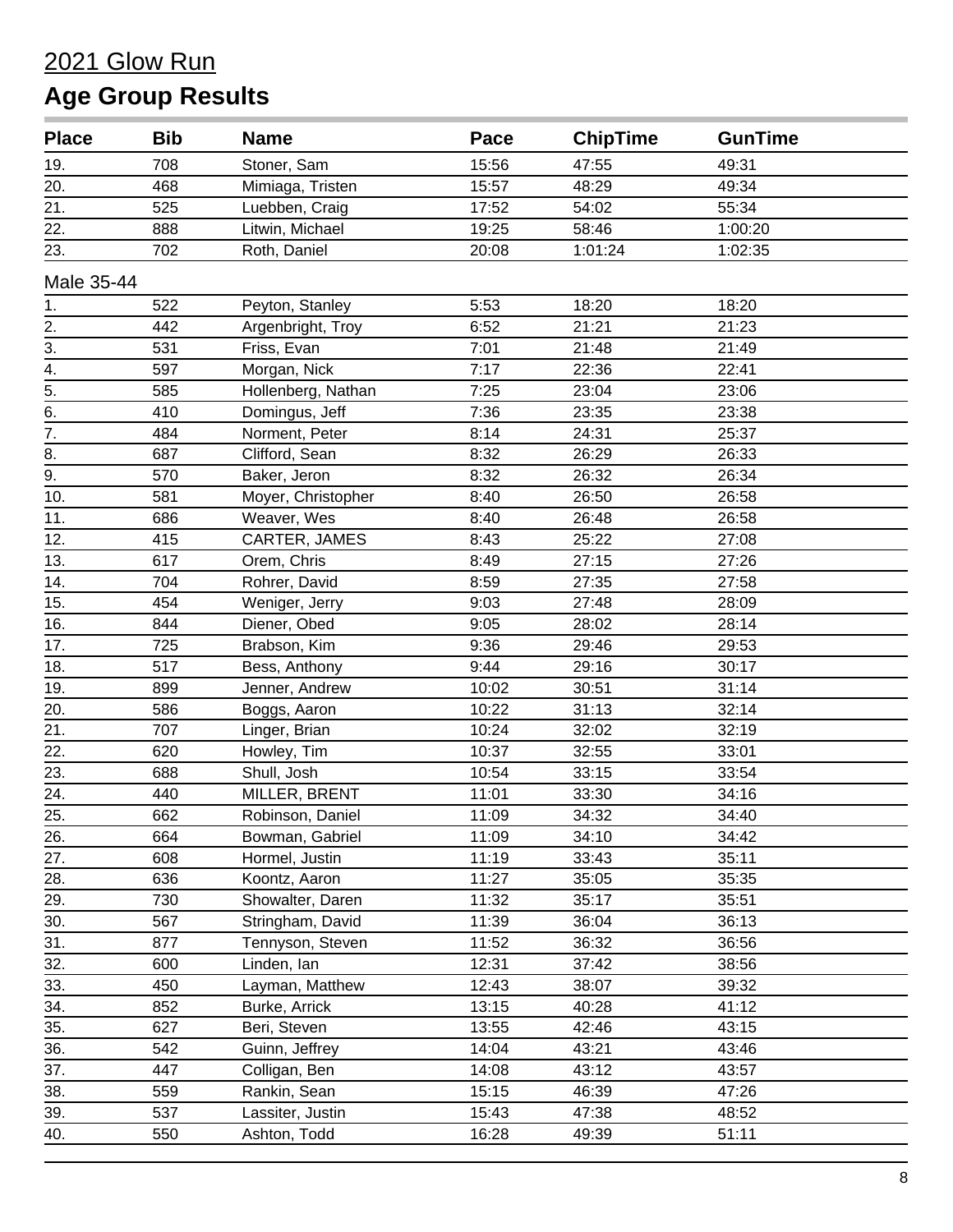# 2021 Glow Run

## Age Group Results

| Place | Bib | Name | Pace | ChipTime | GunTime |
|---|---|---|---|---|---|
| 19. | 708 | Stoner, Sam | 15:56 | 47:55 | 49:31 |
| 20. | 468 | Mimiaga, Tristen | 15:57 | 48:29 | 49:34 |
| 21. | 525 | Luebben, Craig | 17:52 | 54:02 | 55:34 |
| 22. | 888 | Litwin, Michael | 19:25 | 58:46 | 1:00:20 |
| 23. | 702 | Roth, Daniel | 20:08 | 1:01:24 | 1:02:35 |

Male 35-44

| Place | Bib | Name | Pace | ChipTime | GunTime |
|---|---|---|---|---|---|
| 1. | 522 | Peyton, Stanley | 5:53 | 18:20 | 18:20 |
| 2. | 442 | Argenbright, Troy | 6:52 | 21:21 | 21:23 |
| 3. | 531 | Friss, Evan | 7:01 | 21:48 | 21:49 |
| 4. | 597 | Morgan, Nick | 7:17 | 22:36 | 22:41 |
| 5. | 585 | Hollenberg, Nathan | 7:25 | 23:04 | 23:06 |
| 6. | 410 | Domingus, Jeff | 7:36 | 23:35 | 23:38 |
| 7. | 484 | Norment, Peter | 8:14 | 24:31 | 25:37 |
| 8. | 687 | Clifford, Sean | 8:32 | 26:29 | 26:33 |
| 9. | 570 | Baker, Jeron | 8:32 | 26:32 | 26:34 |
| 10. | 581 | Moyer, Christopher | 8:40 | 26:50 | 26:58 |
| 11. | 686 | Weaver, Wes | 8:40 | 26:48 | 26:58 |
| 12. | 415 | CARTER, JAMES | 8:43 | 25:22 | 27:08 |
| 13. | 617 | Orem, Chris | 8:49 | 27:15 | 27:26 |
| 14. | 704 | Rohrer, David | 8:59 | 27:35 | 27:58 |
| 15. | 454 | Weniger, Jerry | 9:03 | 27:48 | 28:09 |
| 16. | 844 | Diener, Obed | 9:05 | 28:02 | 28:14 |
| 17. | 725 | Brabson, Kim | 9:36 | 29:46 | 29:53 |
| 18. | 517 | Bess, Anthony | 9:44 | 29:16 | 30:17 |
| 19. | 899 | Jenner, Andrew | 10:02 | 30:51 | 31:14 |
| 20. | 586 | Boggs, Aaron | 10:22 | 31:13 | 32:14 |
| 21. | 707 | Linger, Brian | 10:24 | 32:02 | 32:19 |
| 22. | 620 | Howley, Tim | 10:37 | 32:55 | 33:01 |
| 23. | 688 | Shull, Josh | 10:54 | 33:15 | 33:54 |
| 24. | 440 | MILLER, BRENT | 11:01 | 33:30 | 34:16 |
| 25. | 662 | Robinson, Daniel | 11:09 | 34:32 | 34:40 |
| 26. | 664 | Bowman, Gabriel | 11:09 | 34:10 | 34:42 |
| 27. | 608 | Hormel, Justin | 11:19 | 33:43 | 35:11 |
| 28. | 636 | Koontz, Aaron | 11:27 | 35:05 | 35:35 |
| 29. | 730 | Showalter, Daren | 11:32 | 35:17 | 35:51 |
| 30. | 567 | Stringham, David | 11:39 | 36:04 | 36:13 |
| 31. | 877 | Tennyson, Steven | 11:52 | 36:32 | 36:56 |
| 32. | 600 | Linden, Ian | 12:31 | 37:42 | 38:56 |
| 33. | 450 | Layman, Matthew | 12:43 | 38:07 | 39:32 |
| 34. | 852 | Burke, Arrick | 13:15 | 40:28 | 41:12 |
| 35. | 627 | Beri, Steven | 13:55 | 42:46 | 43:15 |
| 36. | 542 | Guinn, Jeffrey | 14:04 | 43:21 | 43:46 |
| 37. | 447 | Colligan, Ben | 14:08 | 43:12 | 43:57 |
| 38. | 559 | Rankin, Sean | 15:15 | 46:39 | 47:26 |
| 39. | 537 | Lassiter, Justin | 15:43 | 47:38 | 48:52 |
| 40. | 550 | Ashton, Todd | 16:28 | 49:39 | 51:11 |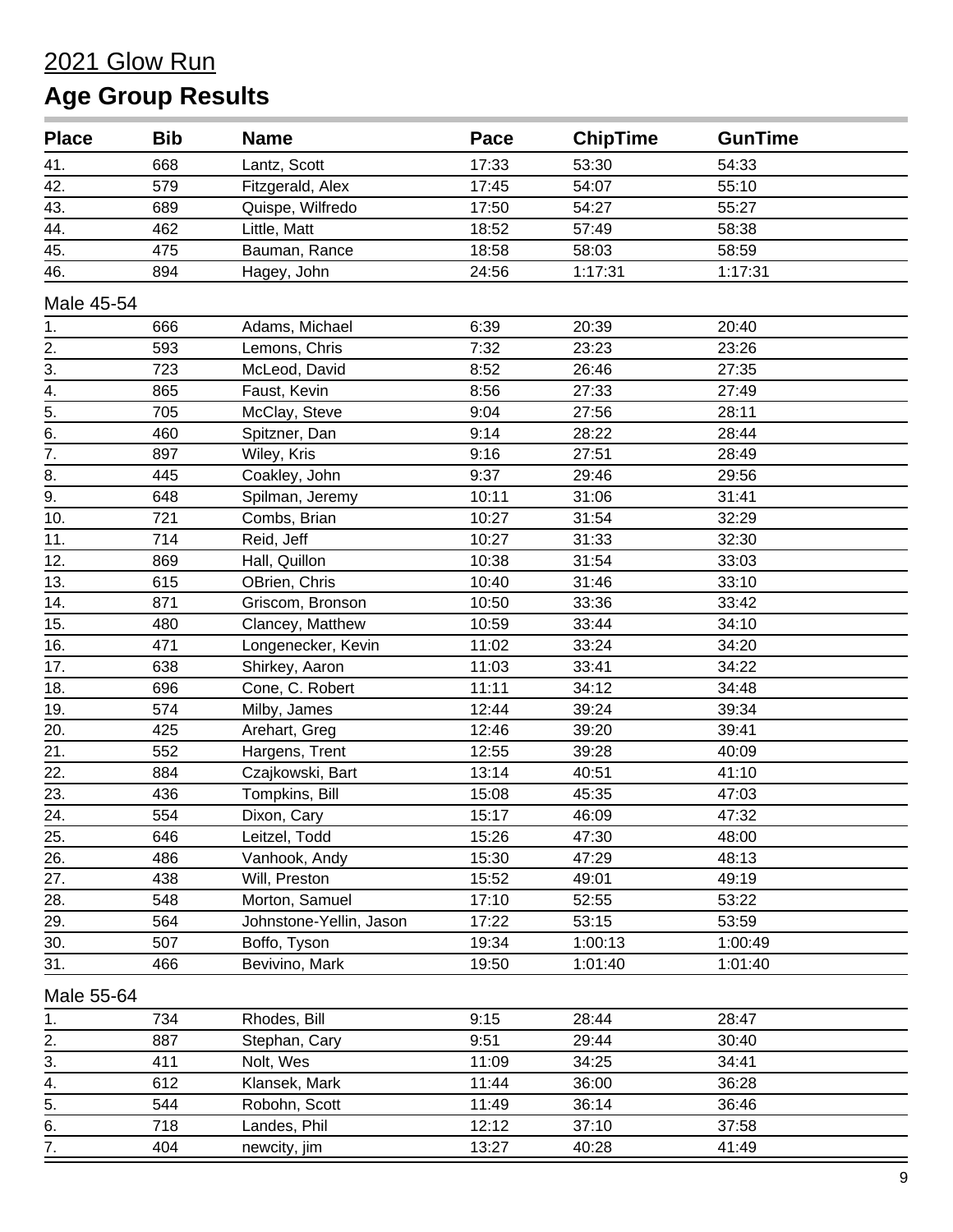2021 Glow Run

# Age Group Results

| Place | Bib | Name | Pace | ChipTime | GunTime |
|---|---|---|---|---|---|
| 41. | 668 | Lantz, Scott | 17:33 | 53:30 | 54:33 |
| 42. | 579 | Fitzgerald, Alex | 17:45 | 54:07 | 55:10 |
| 43. | 689 | Quispe, Wilfredo | 17:50 | 54:27 | 55:27 |
| 44. | 462 | Little, Matt | 18:52 | 57:49 | 58:38 |
| 45. | 475 | Bauman, Rance | 18:58 | 58:03 | 58:59 |
| 46. | 894 | Hagey, John | 24:56 | 1:17:31 | 1:17:31 |

Male 45-54

| Place | Bib | Name | Pace | ChipTime | GunTime |
|---|---|---|---|---|---|
| 1. | 666 | Adams, Michael | 6:39 | 20:39 | 20:40 |
| 2. | 593 | Lemons, Chris | 7:32 | 23:23 | 23:26 |
| 3. | 723 | McLeod, David | 8:52 | 26:46 | 27:35 |
| 4. | 865 | Faust, Kevin | 8:56 | 27:33 | 27:49 |
| 5. | 705 | McClay, Steve | 9:04 | 27:56 | 28:11 |
| 6. | 460 | Spitzner, Dan | 9:14 | 28:22 | 28:44 |
| 7. | 897 | Wiley, Kris | 9:16 | 27:51 | 28:49 |
| 8. | 445 | Coakley, John | 9:37 | 29:46 | 29:56 |
| 9. | 648 | Spilman, Jeremy | 10:11 | 31:06 | 31:41 |
| 10. | 721 | Combs, Brian | 10:27 | 31:54 | 32:29 |
| 11. | 714 | Reid, Jeff | 10:27 | 31:33 | 32:30 |
| 12. | 869 | Hall, Quillon | 10:38 | 31:54 | 33:03 |
| 13. | 615 | OBrien, Chris | 10:40 | 31:46 | 33:10 |
| 14. | 871 | Griscom, Bronson | 10:50 | 33:36 | 33:42 |
| 15. | 480 | Clancey, Matthew | 10:59 | 33:44 | 34:10 |
| 16. | 471 | Longenecker, Kevin | 11:02 | 33:24 | 34:20 |
| 17. | 638 | Shirkey, Aaron | 11:03 | 33:41 | 34:22 |
| 18. | 696 | Cone, C. Robert | 11:11 | 34:12 | 34:48 |
| 19. | 574 | Milby, James | 12:44 | 39:24 | 39:34 |
| 20. | 425 | Arehart, Greg | 12:46 | 39:20 | 39:41 |
| 21. | 552 | Hargens, Trent | 12:55 | 39:28 | 40:09 |
| 22. | 884 | Czajkowski, Bart | 13:14 | 40:51 | 41:10 |
| 23. | 436 | Tompkins, Bill | 15:08 | 45:35 | 47:03 |
| 24. | 554 | Dixon, Cary | 15:17 | 46:09 | 47:32 |
| 25. | 646 | Leitzel, Todd | 15:26 | 47:30 | 48:00 |
| 26. | 486 | Vanhook, Andy | 15:30 | 47:29 | 48:13 |
| 27. | 438 | Will, Preston | 15:52 | 49:01 | 49:19 |
| 28. | 548 | Morton, Samuel | 17:10 | 52:55 | 53:22 |
| 29. | 564 | Johnstone-Yellin, Jason | 17:22 | 53:15 | 53:59 |
| 30. | 507 | Boffo, Tyson | 19:34 | 1:00:13 | 1:00:49 |
| 31. | 466 | Bevivino, Mark | 19:50 | 1:01:40 | 1:01:40 |

Male 55-64

| Place | Bib | Name | Pace | ChipTime | GunTime |
|---|---|---|---|---|---|
| 1. | 734 | Rhodes, Bill | 9:15 | 28:44 | 28:47 |
| 2. | 887 | Stephan, Cary | 9:51 | 29:44 | 30:40 |
| 3. | 411 | Nolt, Wes | 11:09 | 34:25 | 34:41 |
| 4. | 612 | Klansek, Mark | 11:44 | 36:00 | 36:28 |
| 5. | 544 | Robohn, Scott | 11:49 | 36:14 | 36:46 |
| 6. | 718 | Landes, Phil | 12:12 | 37:10 | 37:58 |
| 7. | 404 | newcity, jim | 13:27 | 40:28 | 41:49 |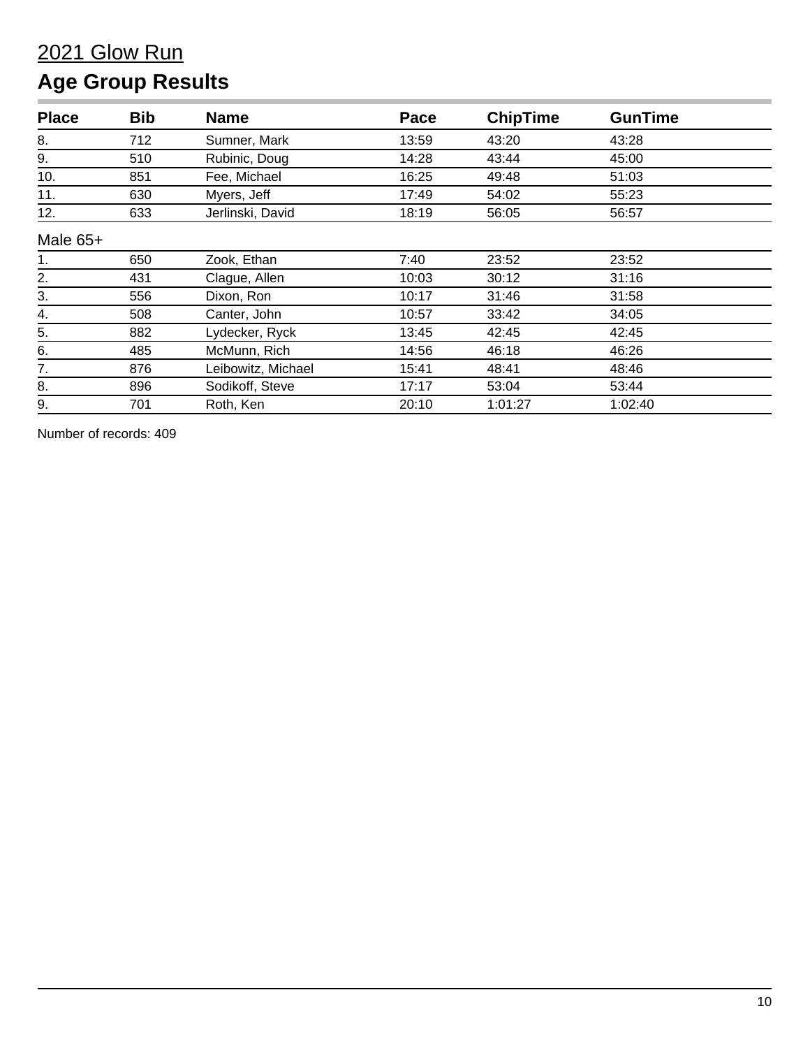# 2021 Glow Run

## Age Group Results

| Place | Bib | Name | Pace | ChipTime | GunTime |
|---|---|---|---|---|---|
| 8. | 712 | Sumner, Mark | 13:59 | 43:20 | 43:28 |
| 9. | 510 | Rubinic, Doug | 14:28 | 43:44 | 45:00 |
| 10. | 851 | Fee, Michael | 16:25 | 49:48 | 51:03 |
| 11. | 630 | Myers, Jeff | 17:49 | 54:02 | 55:23 |
| 12. | 633 | Jerlinski, David | 18:19 | 56:05 | 56:57 |

Male 65+

| Place | Bib | Name | Pace | ChipTime | GunTime |
|---|---|---|---|---|---|
| 1. | 650 | Zook, Ethan | 7:40 | 23:52 | 23:52 |
| 2. | 431 | Clague, Allen | 10:03 | 30:12 | 31:16 |
| 3. | 556 | Dixon, Ron | 10:17 | 31:46 | 31:58 |
| 4. | 508 | Canter, John | 10:57 | 33:42 | 34:05 |
| 5. | 882 | Lydecker, Ryck | 13:45 | 42:45 | 42:45 |
| 6. | 485 | McMunn, Rich | 14:56 | 46:18 | 46:26 |
| 7. | 876 | Leibowitz, Michael | 15:41 | 48:41 | 48:46 |
| 8. | 896 | Sodikoff, Steve | 17:17 | 53:04 | 53:44 |
| 9. | 701 | Roth, Ken | 20:10 | 1:01:27 | 1:02:40 |

Number of records: 409